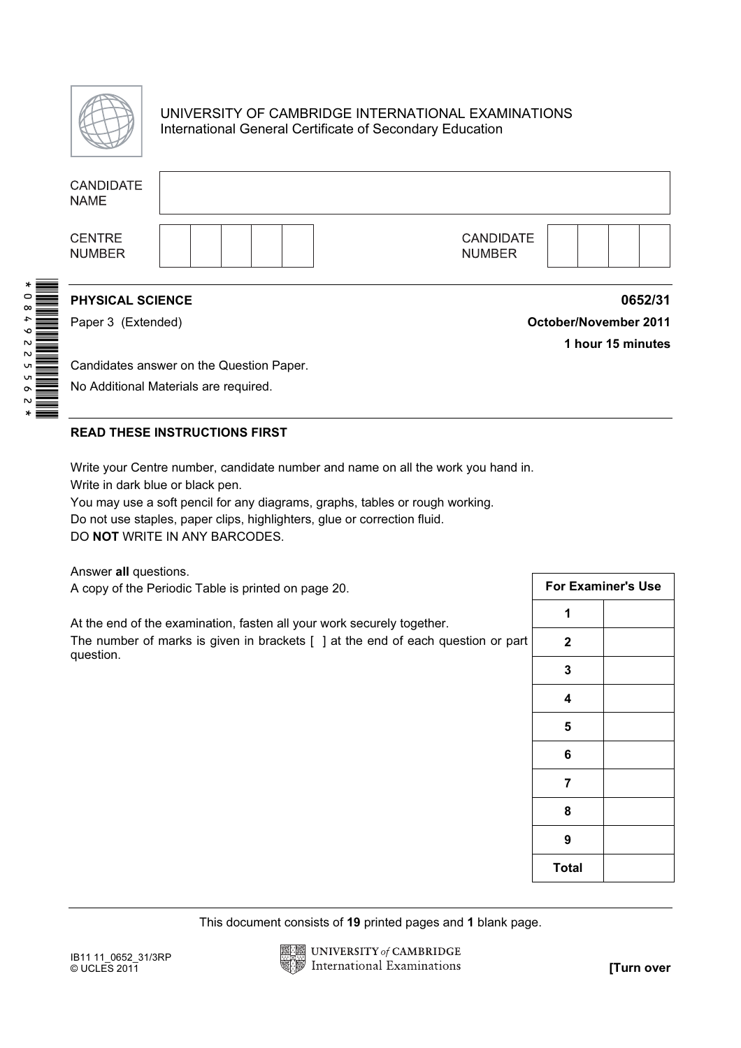UNIVERSITY OF CAMBRIDGE INTERNATIONAL EXAMINATIONS
International General Certificate of Secondary Education

| CANDIDATE NAME | |
|---|---|
| CENTRE NUMBER | |
| CANDIDATE NUMBER | |

**PHYSICAL SCIENCE** **0652/31**

Paper 3 (Extended) **October/November 2011**

**1 hour 15 minutes**

Candidates answer on the Question Paper.

No Additional Materials are required.

**READ THESE INSTRUCTIONS FIRST**

Write your Centre number, candidate number and name on all the work you hand in.
Write in dark blue or black pen.
You may use a soft pencil for any diagrams, graphs, tables or rough working.
Do not use staples, paper clips, highlighters, glue or correction fluid.
DO **NOT** WRITE IN ANY BARCODES.

Answer **all** questions.
A copy of the Periodic Table is printed on page 20.

At the end of the examination, fasten all your work securely together.
The number of marks is given in brackets [ ] at the end of each question or part question.

| For Examiner's Use | |
|---|---|
| 1 | |
| 2 | |
| 3 | |
| 4 | |
| 5 | |
| 6 | |
| 7 | |
| 8 | |
| 9 | |
| Total | |

This document consists of **19** printed pages and **1** blank page.

IB11 11_0652_31/3RP
© UCLES 2011

**[Turn over**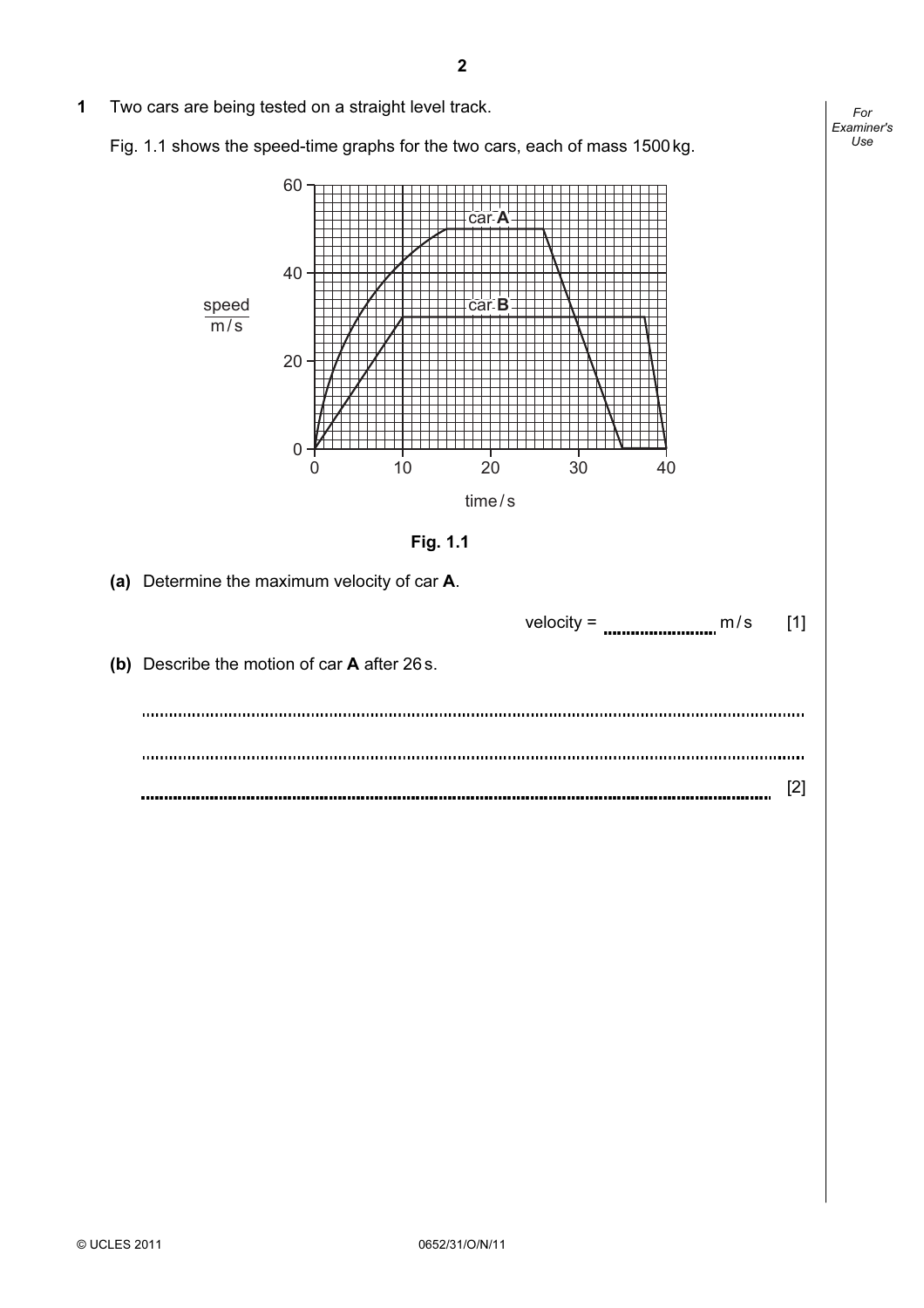**1** Two cars are being tested on a straight level track.

Fig. 1.1 shows the speed-time graphs for the two cars, each of mass 1500 kg.

Fig. 1.1

**(a)** Determine the maximum velocity of car **A**.

velocity = .......................... m / s [1]

**(b)** Describe the motion of car **A** after 26 s.

..........................................................................................................................................

..........................................................................................................................................

.................................................................................................................................... [2]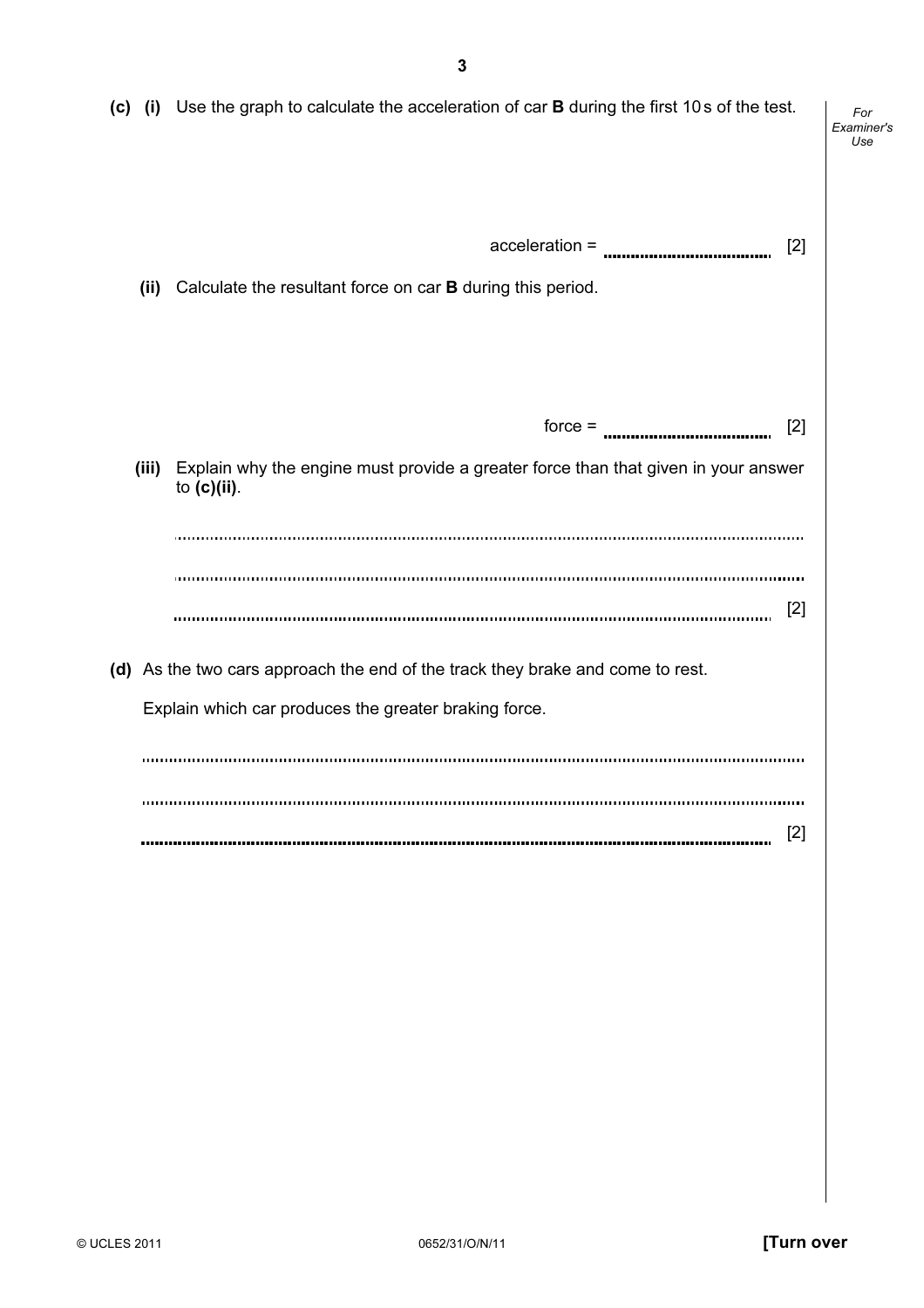**(c)** **(i)** Use the graph to calculate the acceleration of car **B** during the first 10 s of the test.

acceleration = .................................... [2]

**(ii)** Calculate the resultant force on car **B** during this period.

force = .................................... [2]

**(iii)** Explain why the engine must provide a greater force than that given in your answer to **(c)(ii)**.

..........................................................................................................................................

..........................................................................................................................................

.......................................................................................................................................... [2]

**(d)** As the two cars approach the end of the track they brake and come to rest.

Explain which car produces the greater braking force.

..........................................................................................................................................

..........................................................................................................................................

.......................................................................................................................................... [2]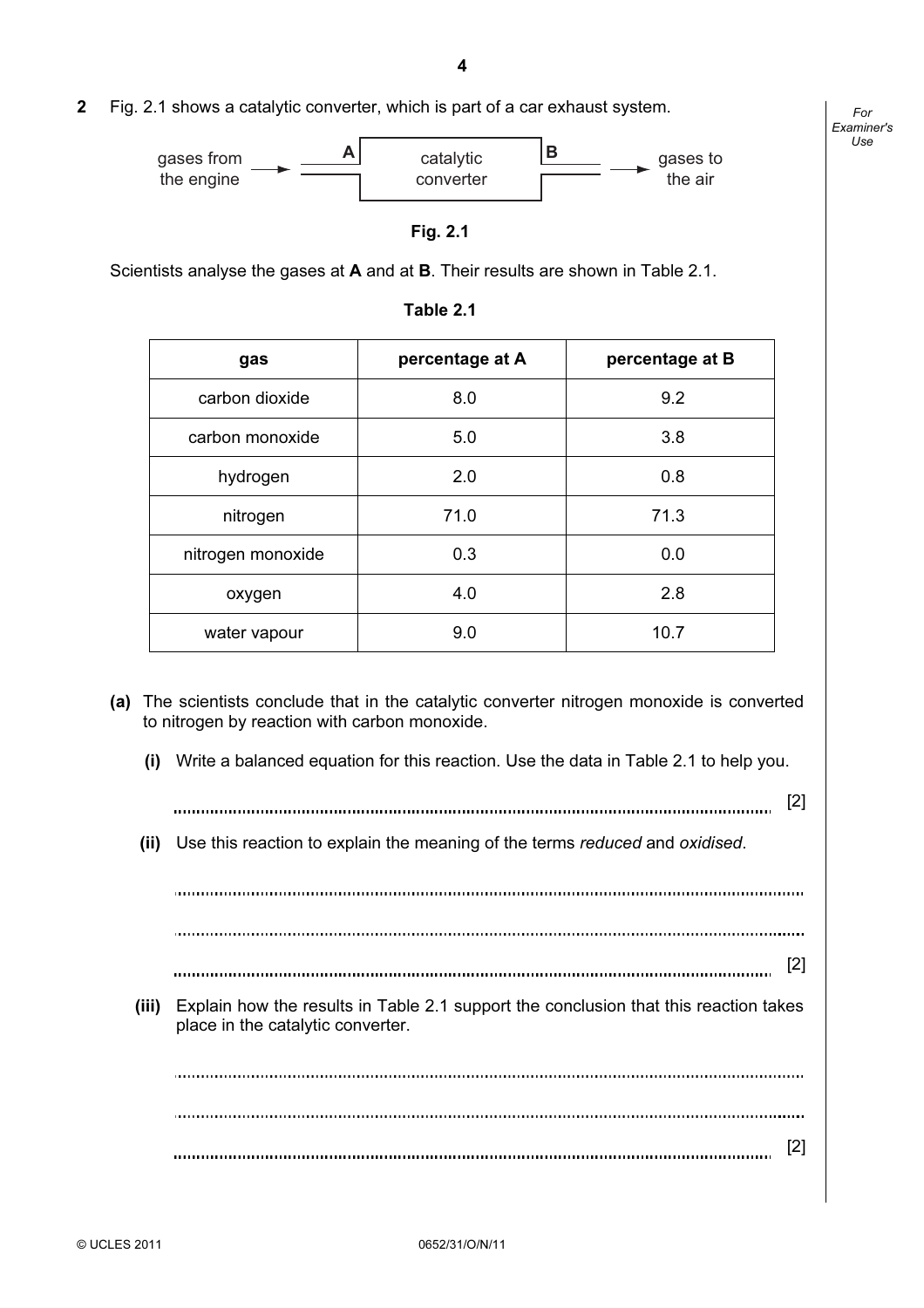**2** Fig. 2.1 shows a catalytic converter, which is part of a car exhaust system.

gases from the engine → **A** [catalytic converter] **B** → gases to the air

**Fig. 2.1**

Scientists analyse the gases at **A** and at **B**. Their results are shown in Table 2.1.

**Table 2.1**

| gas | percentage at A | percentage at B |
|---|---|---|
| carbon dioxide | 8.0 | 9.2 |
| carbon monoxide | 5.0 | 3.8 |
| hydrogen | 2.0 | 0.8 |
| nitrogen | 71.0 | 71.3 |
| nitrogen monoxide | 0.3 | 0.0 |
| oxygen | 4.0 | 2.8 |
| water vapour | 9.0 | 10.7 |

**(a)** The scientists conclude that in the catalytic converter nitrogen monoxide is converted to nitrogen by reaction with carbon monoxide.

**(i)** Write a balanced equation for this reaction. Use the data in Table 2.1 to help you.

.......................................................................................................................... [2]

**(ii)** Use this reaction to explain the meaning of the terms *reduced* and *oxidised*.

..........................................................................................................................

..........................................................................................................................

.......................................................................................................................... [2]

**(iii)** Explain how the results in Table 2.1 support the conclusion that this reaction takes place in the catalytic converter.

..........................................................................................................................

..........................................................................................................................

.......................................................................................................................... [2]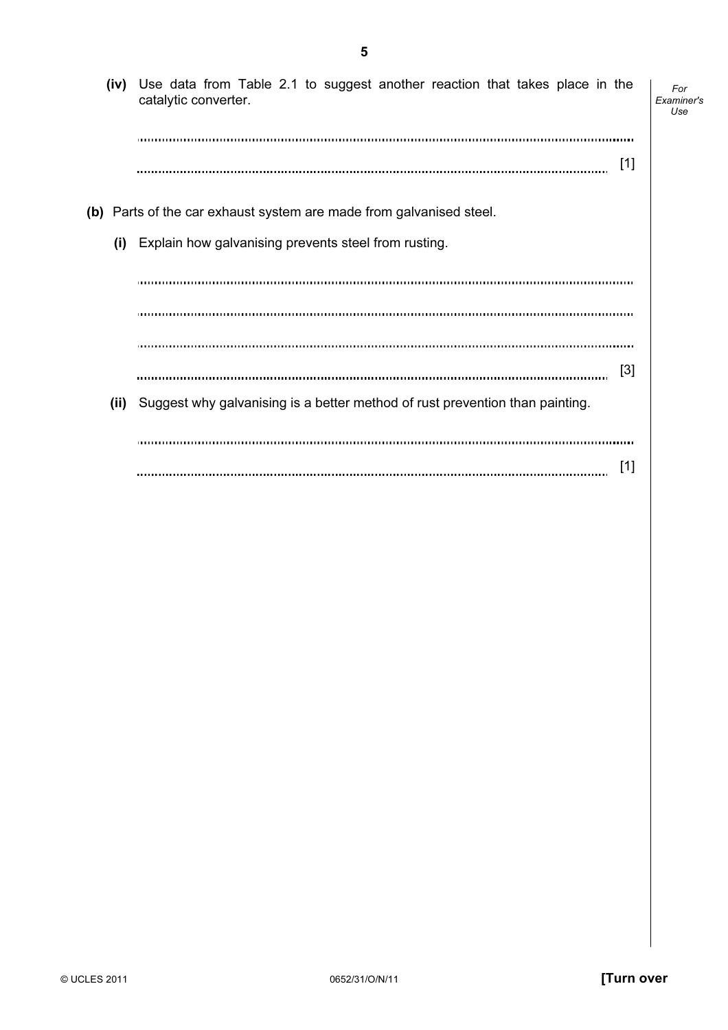**(iv)** Use data from Table 2.1 to suggest another reaction that takes place in the catalytic converter.

.......................................................................................................................................

....................................................................................................................................... [1]

**(b)** Parts of the car exhaust system are made from galvanised steel.

**(i)** Explain how galvanising prevents steel from rusting.

.......................................................................................................................................

.......................................................................................................................................

.......................................................................................................................................

....................................................................................................................................... [3]

**(ii)** Suggest why galvanising is a better method of rust prevention than painting.

.......................................................................................................................................

....................................................................................................................................... [1]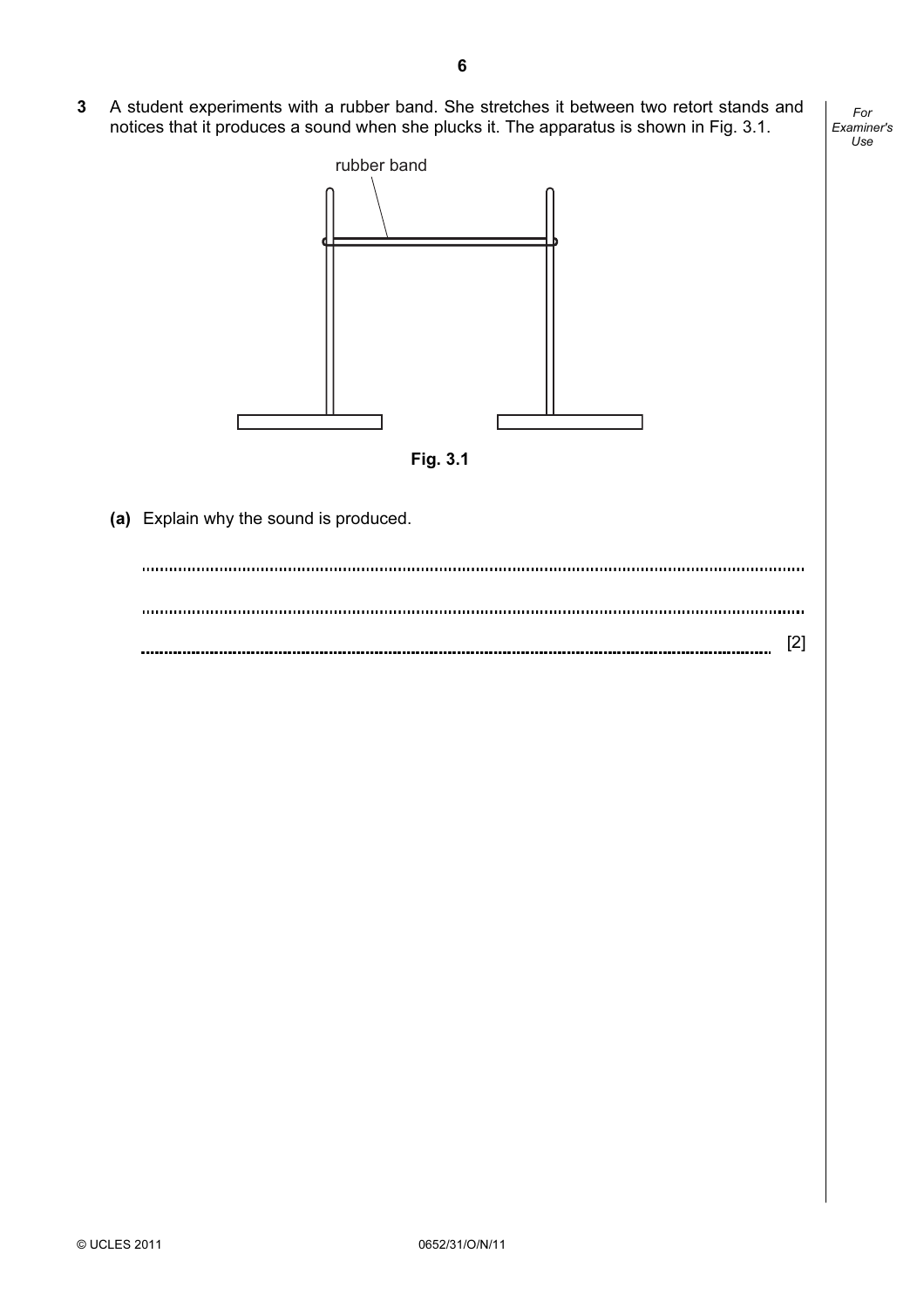**3** A student experiments with a rubber band. She stretches it between two retort stands and notices that it produces a sound when she plucks it. The apparatus is shown in Fig. 3.1.

rubber band

**Fig. 3.1**

**(a)** Explain why the sound is produced.

..........................................................................................................................................

..........................................................................................................................................

.................................................................................................................................... [2]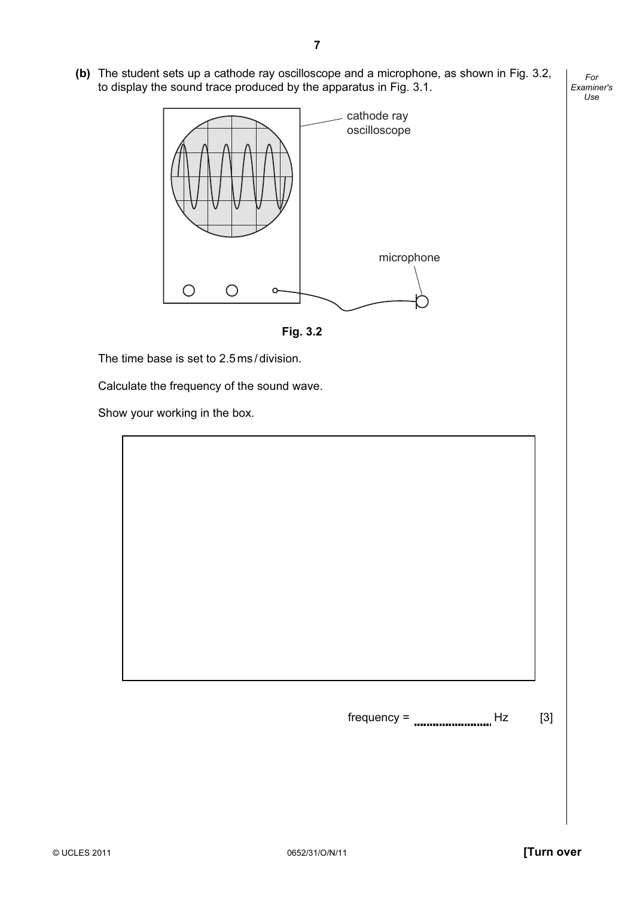**(b)** The student sets up a cathode ray oscilloscope and a microphone, as shown in Fig. 3.2, to display the sound trace produced by the apparatus in Fig. 3.1.

cathode ray oscilloscope

microphone

**Fig. 3.2**

The time base is set to 2.5 ms / division.

Calculate the frequency of the sound wave.

Show your working in the box.

frequency = .......................... Hz [3]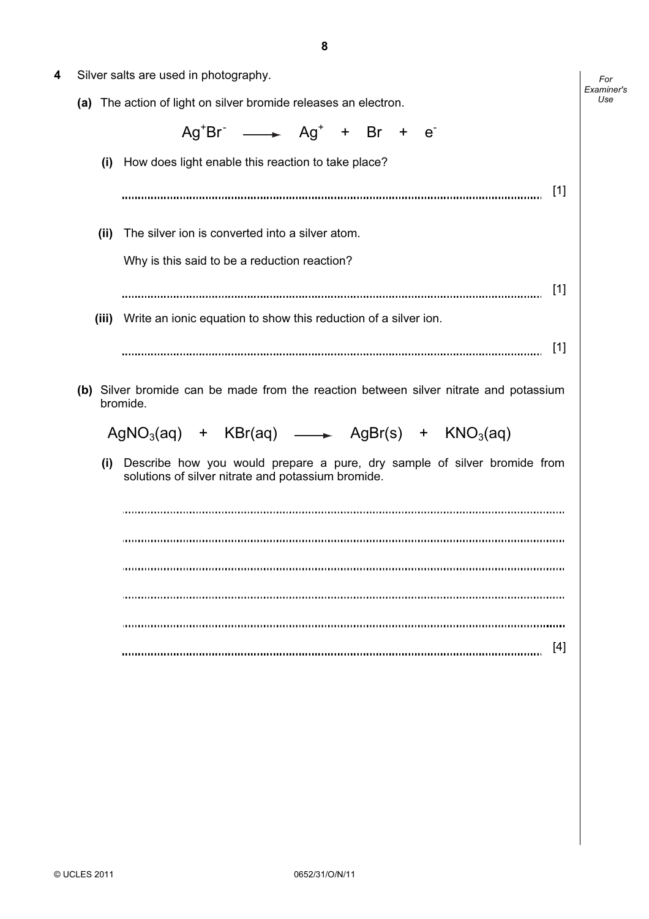**4** Silver salts are used in photography.

**(a)** The action of light on silver bromide releases an electron.

$$Ag^{+}Br^{-} \longrightarrow Ag^{+} + Br + e^{-}$$

**(i)** How does light enable this reaction to take place?

.......................................................................................................................... [1]

**(ii)** The silver ion is converted into a silver atom.

Why is this said to be a reduction reaction?

.......................................................................................................................... [1]

**(iii)** Write an ionic equation to show this reduction of a silver ion.

.......................................................................................................................... [1]

**(b)** Silver bromide can be made from the reaction between silver nitrate and potassium bromide.

$$AgNO_3(aq) + KBr(aq) \longrightarrow AgBr(s) + KNO_3(aq)$$

**(i)** Describe how you would prepare a pure, dry sample of silver bromide from solutions of silver nitrate and potassium bromide.

..........................................................................................................................

..........................................................................................................................

..........................................................................................................................

..........................................................................................................................

..........................................................................................................................

.......................................................................................................................... [4]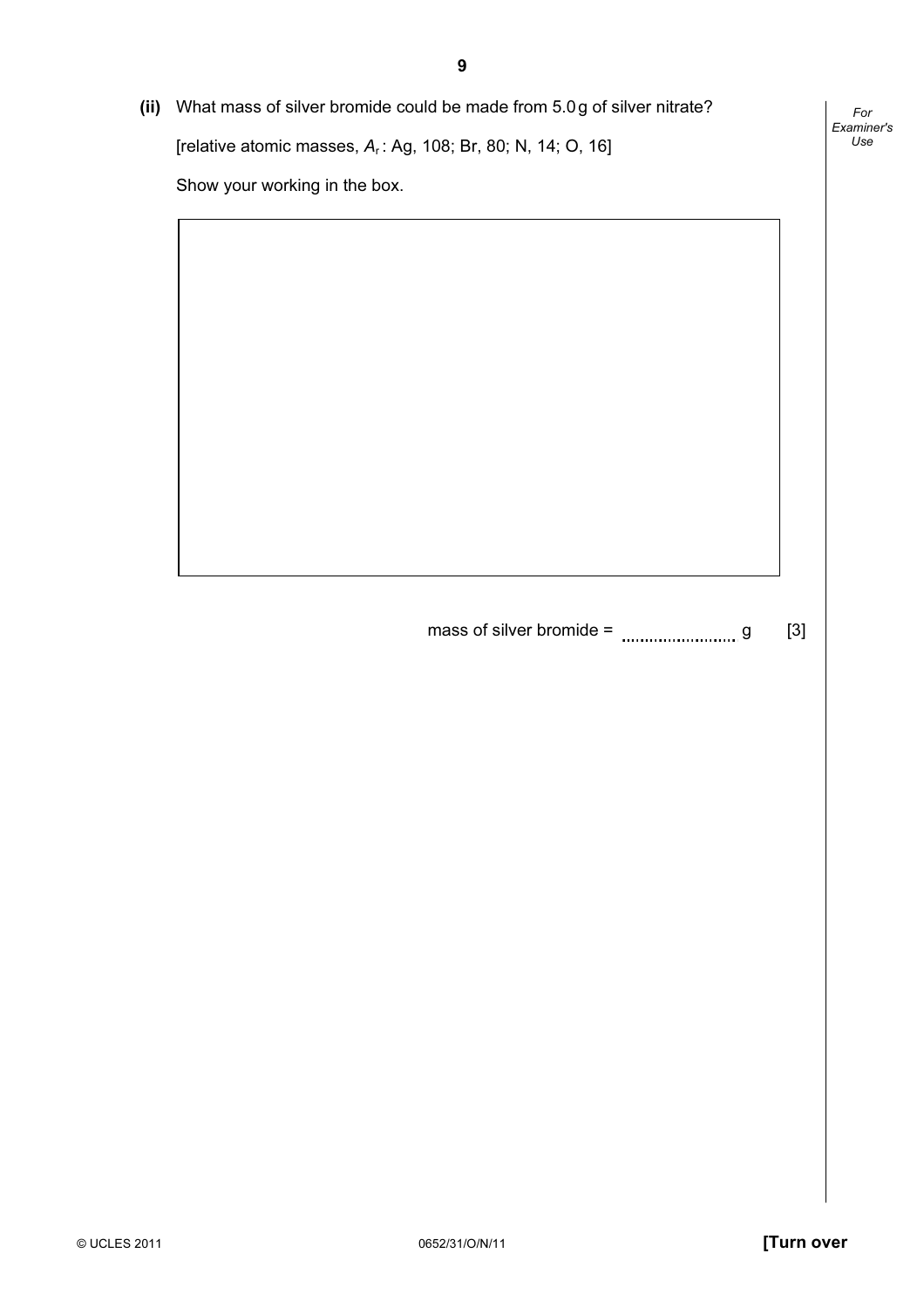**(ii)** What mass of silver bromide could be made from 5.0 g of silver nitrate?

[relative atomic masses, $A_r$ : Ag, 108; Br, 80; N, 14; O, 16]

Show your working in the box.

mass of silver bromide = ........................ g [3]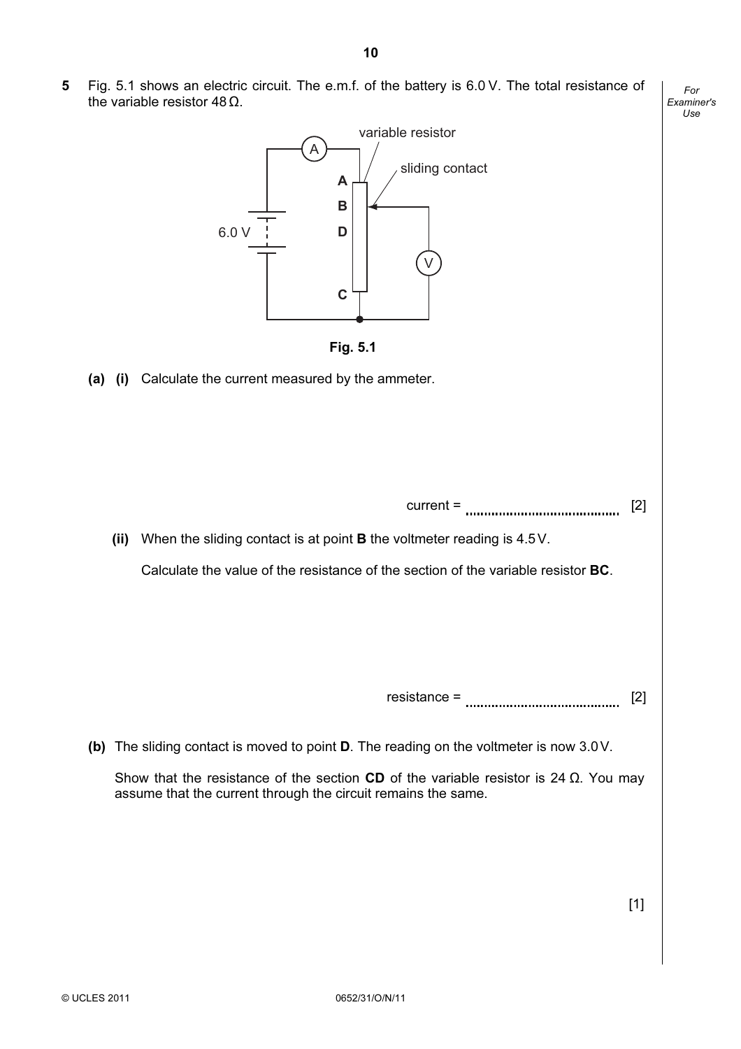**5** Fig. 5.1 shows an electric circuit. The e.m.f. of the battery is 6.0 V. The total resistance of the variable resistor 48 Ω.

Fig. 5.1

**(a) (i)** Calculate the current measured by the ammeter.

current = .......................................... [2]

**(ii)** When the sliding contact is at point **B** the voltmeter reading is 4.5 V.

Calculate the value of the resistance of the section of the variable resistor **BC**.

resistance = .......................................... [2]

**(b)** The sliding contact is moved to point **D**. The reading on the voltmeter is now 3.0 V.

Show that the resistance of the section **CD** of the variable resistor is 24 Ω. You may assume that the current through the circuit remains the same.

[1]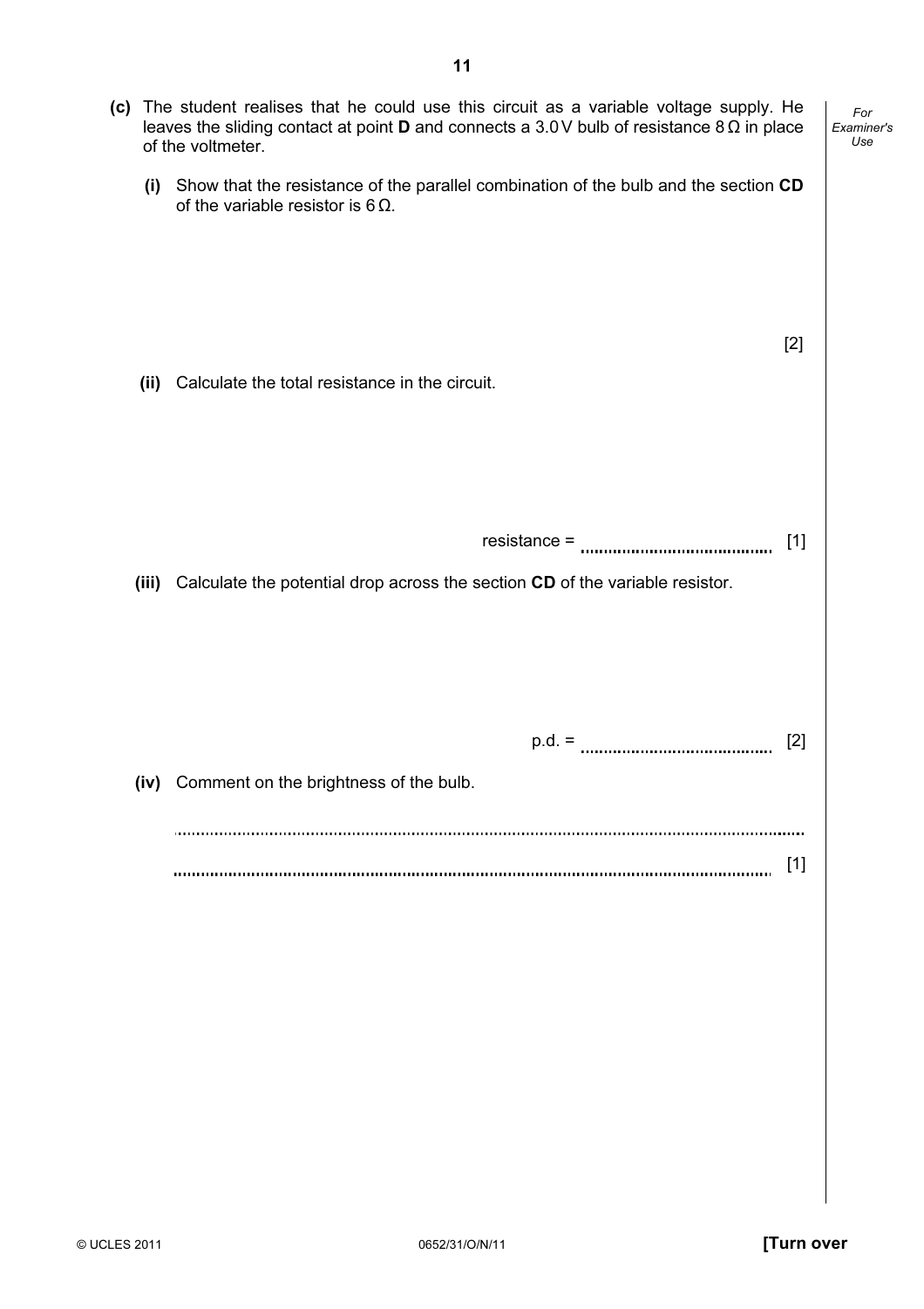**(c)** The student realises that he could use this circuit as a variable voltage supply. He leaves the sliding contact at point **D** and connects a 3.0 V bulb of resistance 8 Ω in place of the voltmeter.

**(i)** Show that the resistance of the parallel combination of the bulb and the section **CD** of the variable resistor is 6 Ω.

[2]

**(ii)** Calculate the total resistance in the circuit.

resistance = .......................................... [1]

**(iii)** Calculate the potential drop across the section **CD** of the variable resistor.

p.d. = .......................................... [2]

**(iv)** Comment on the brightness of the bulb.

..........................................................................................................................................

.......................................................................................................................................... [1]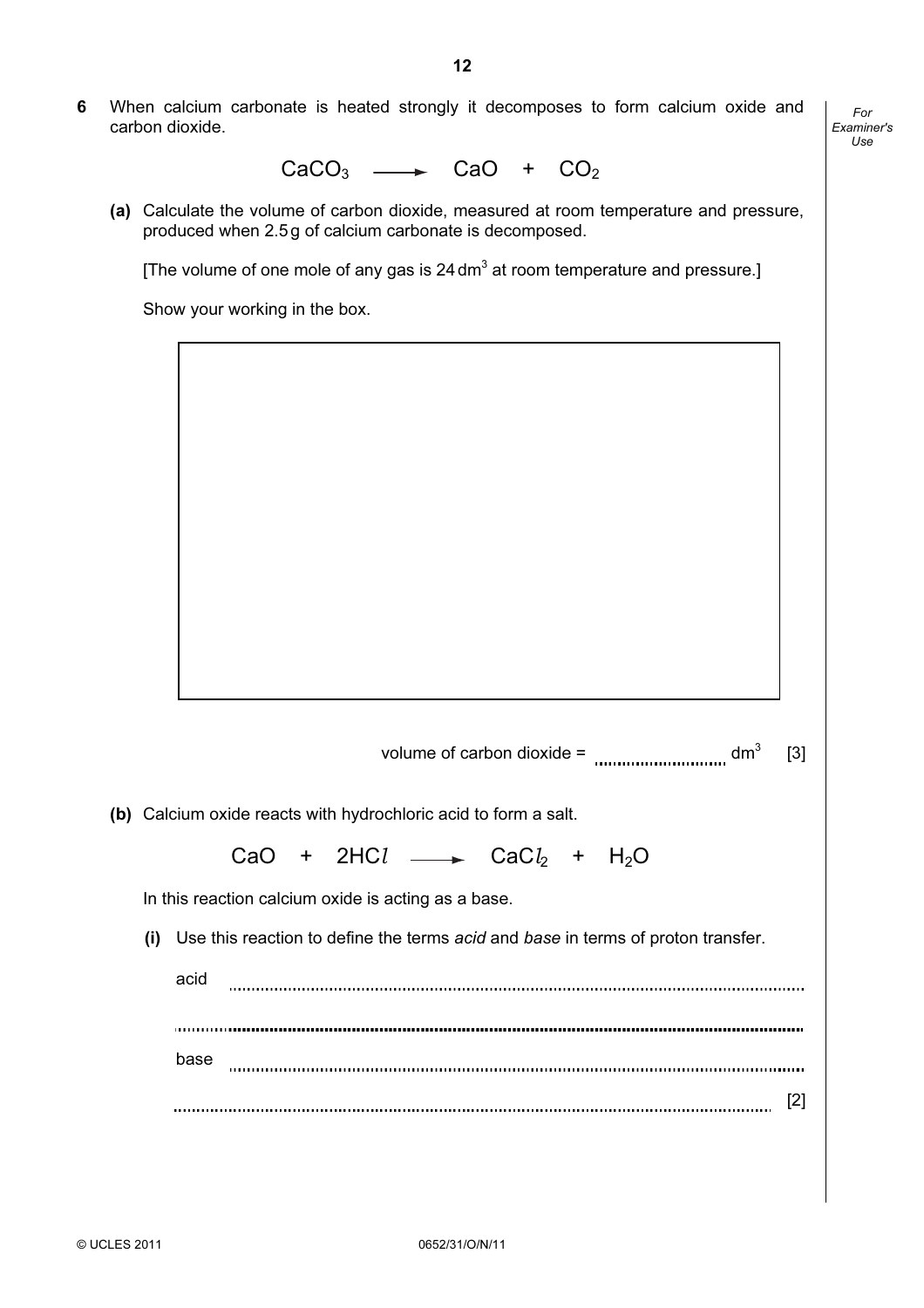**6** When calcium carbonate is heated strongly it decomposes to form calcium oxide and carbon dioxide.

$$CaCO_3 \longrightarrow CaO + CO_2$$

**(a)** Calculate the volume of carbon dioxide, measured at room temperature and pressure, produced when 2.5 g of calcium carbonate is decomposed.

[The volume of one mole of any gas is 24 $dm^3$ at room temperature and pressure.]

Show your working in the box.

volume of carbon dioxide = .............................. $dm^3$ [3]

**(b)** Calcium oxide reacts with hydrochloric acid to form a salt.

$$CaO + 2HCl \longrightarrow CaCl_2 + H_2O$$

In this reaction calcium oxide is acting as a base.

**(i)** Use this reaction to define the terms *acid* and *base* in terms of proton transfer.

acid ..............................................................................................................................

..............................................................................................................................

base ..............................................................................................................................

.............................................................................................................................. [2]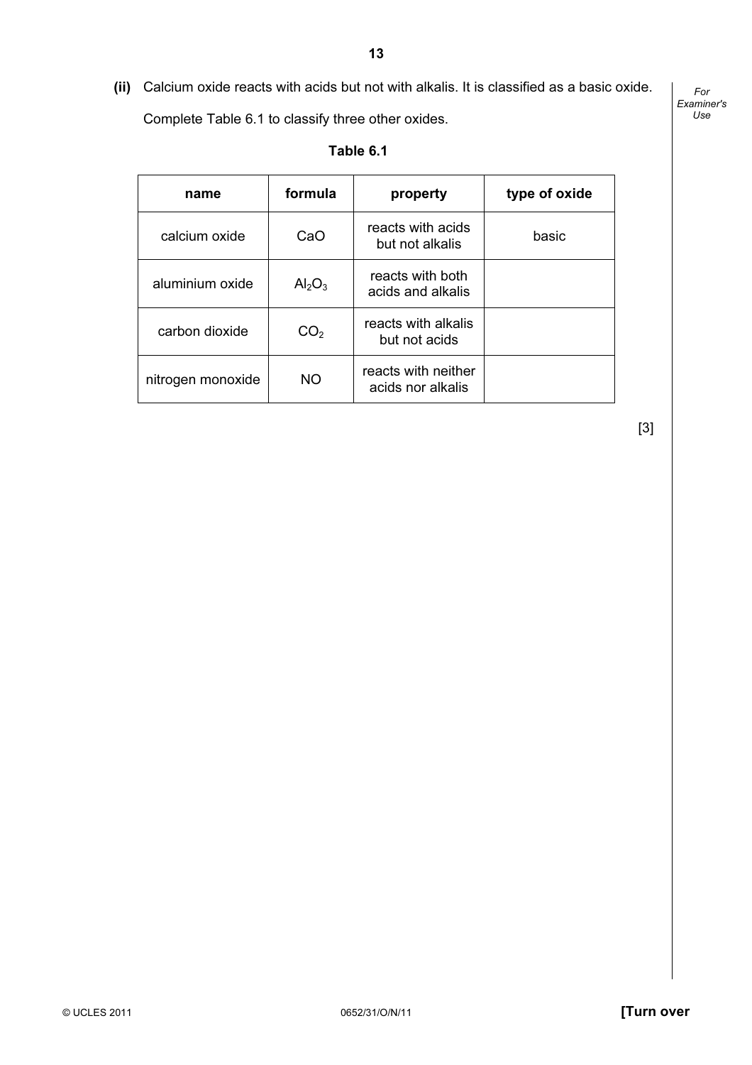(ii) Calcium oxide reacts with acids but not with alkalis. It is classified as a basic oxide.

Complete Table 6.1 to classify three other oxides.

**Table 6.1**

| name | formula | property | type of oxide |
|---|---|---|---|
| calcium oxide | $CaO$ | reacts with acids but not alkalis | basic |
| aluminium oxide | $Al_2O_3$ | reacts with both acids and alkalis | |
| carbon dioxide | $CO_2$ | reacts with alkalis but not acids | |
| nitrogen monoxide | $NO$ | reacts with neither acids nor alkalis | |

[3]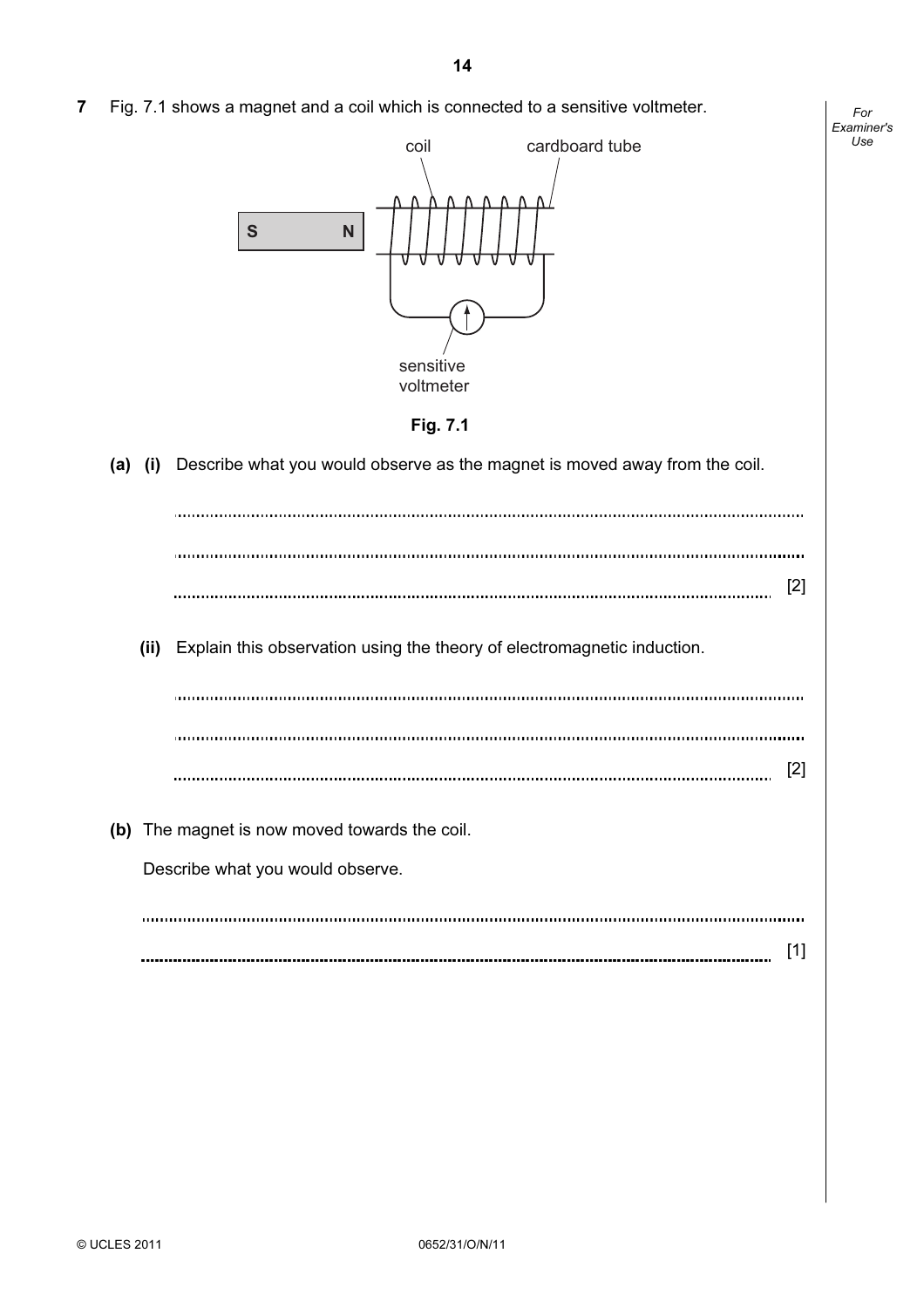**7** Fig. 7.1 shows a magnet and a coil which is connected to a sensitive voltmeter.

coil  cardboard tube

S  N

sensitive voltmeter

**Fig. 7.1**

**(a)** **(i)** Describe what you would observe as the magnet is moved away from the coil.

.......................................................................................................................................

.......................................................................................................................................

....................................................................................................................................... [2]

**(ii)** Explain this observation using the theory of electromagnetic induction.

.......................................................................................................................................

.......................................................................................................................................

....................................................................................................................................... [2]

**(b)** The magnet is now moved towards the coil.

Describe what you would observe.

.......................................................................................................................................

....................................................................................................................................... [1]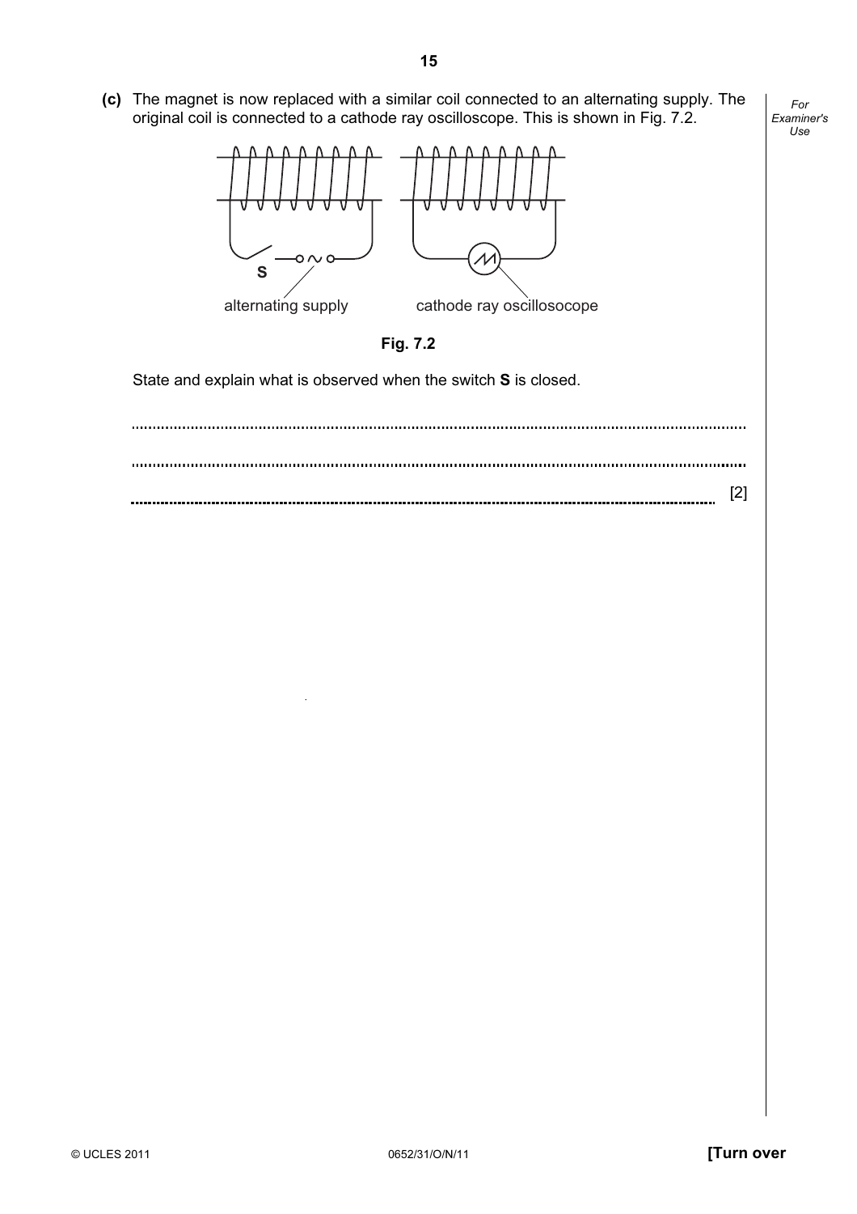**(c)** The magnet is now replaced with a similar coil connected to an alternating supply. The original coil is connected to a cathode ray oscilloscope. This is shown in Fig. 7.2.

S

alternating supply

cathode ray oscillosocope

**Fig. 7.2**

State and explain what is observed when the switch **S** is closed.

..........................................................................................................................................

..........................................................................................................................................

.................................................................................................................................... [2]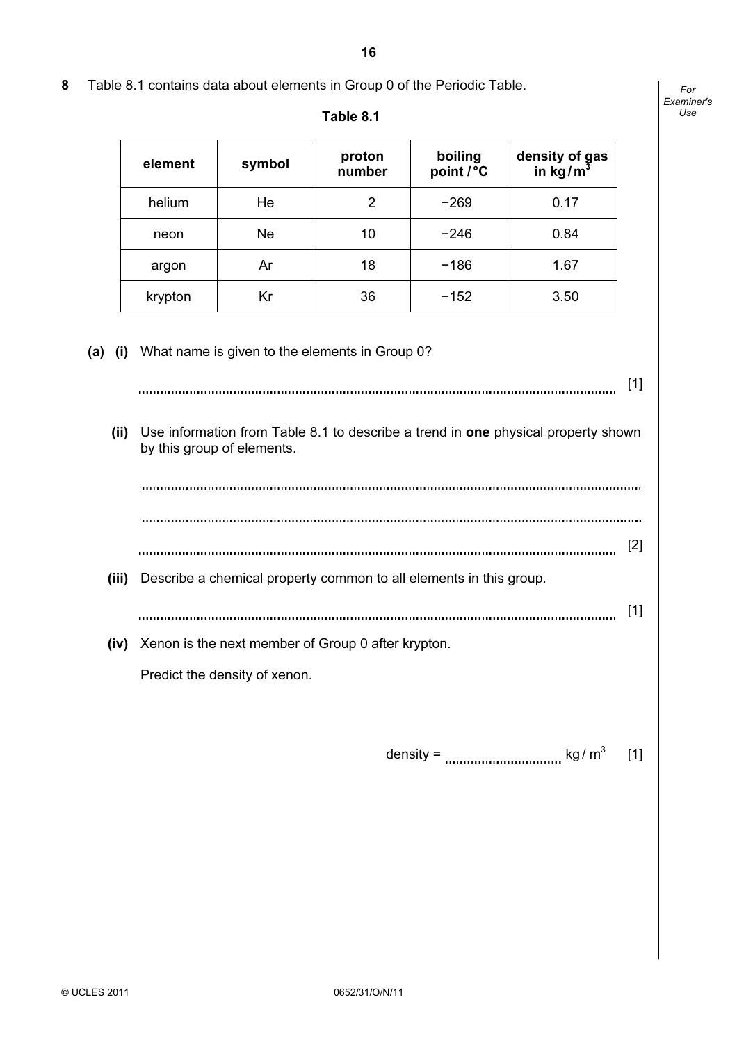**8** Table 8.1 contains data about elements in Group 0 of the Periodic Table.

**Table 8.1**

| element | symbol | proton number | boiling point / °C | density of gas in kg / $m^3$ |
|---|---|---|---|---|
| helium | He | 2 | −269 | 0.17 |
| neon | Ne | 10 | −246 | 0.84 |
| argon | Ar | 18 | −186 | 1.67 |
| krypton | Kr | 36 | −152 | 3.50 |

**(a) (i)** What name is given to the elements in Group 0?

.......................................................................................................................... [1]

**(ii)** Use information from Table 8.1 to describe a trend in **one** physical property shown by this group of elements.

..........................................................................................................................

..........................................................................................................................

.......................................................................................................................... [2]

**(iii)** Describe a chemical property common to all elements in this group.

.......................................................................................................................... [1]

**(iv)** Xenon is the next member of Group 0 after krypton.

Predict the density of xenon.

density = .............................. kg / $m^3$ [1]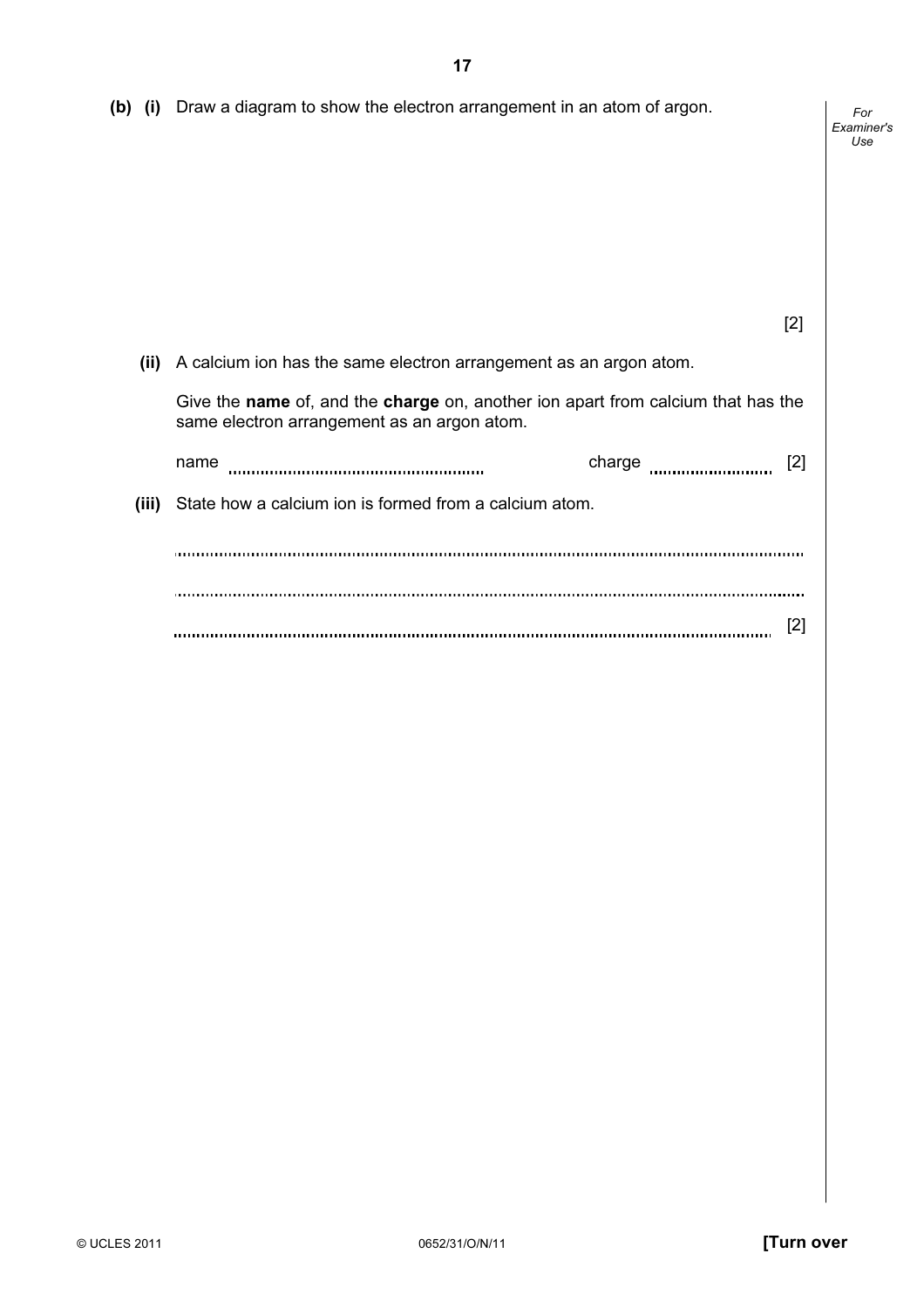(b) (i) Draw a diagram to show the electron arrangement in an atom of argon.

[2]

(ii) A calcium ion has the same electron arrangement as an argon atom.

Give the **name** of, and the **charge** on, another ion apart from calcium that has the same electron arrangement as an argon atom.

name .................................................. charge ........................ [2]

(iii) State how a calcium ion is formed from a calcium atom.

..........................................................................................................................................

..........................................................................................................................................

.................................................................................................................................... [2]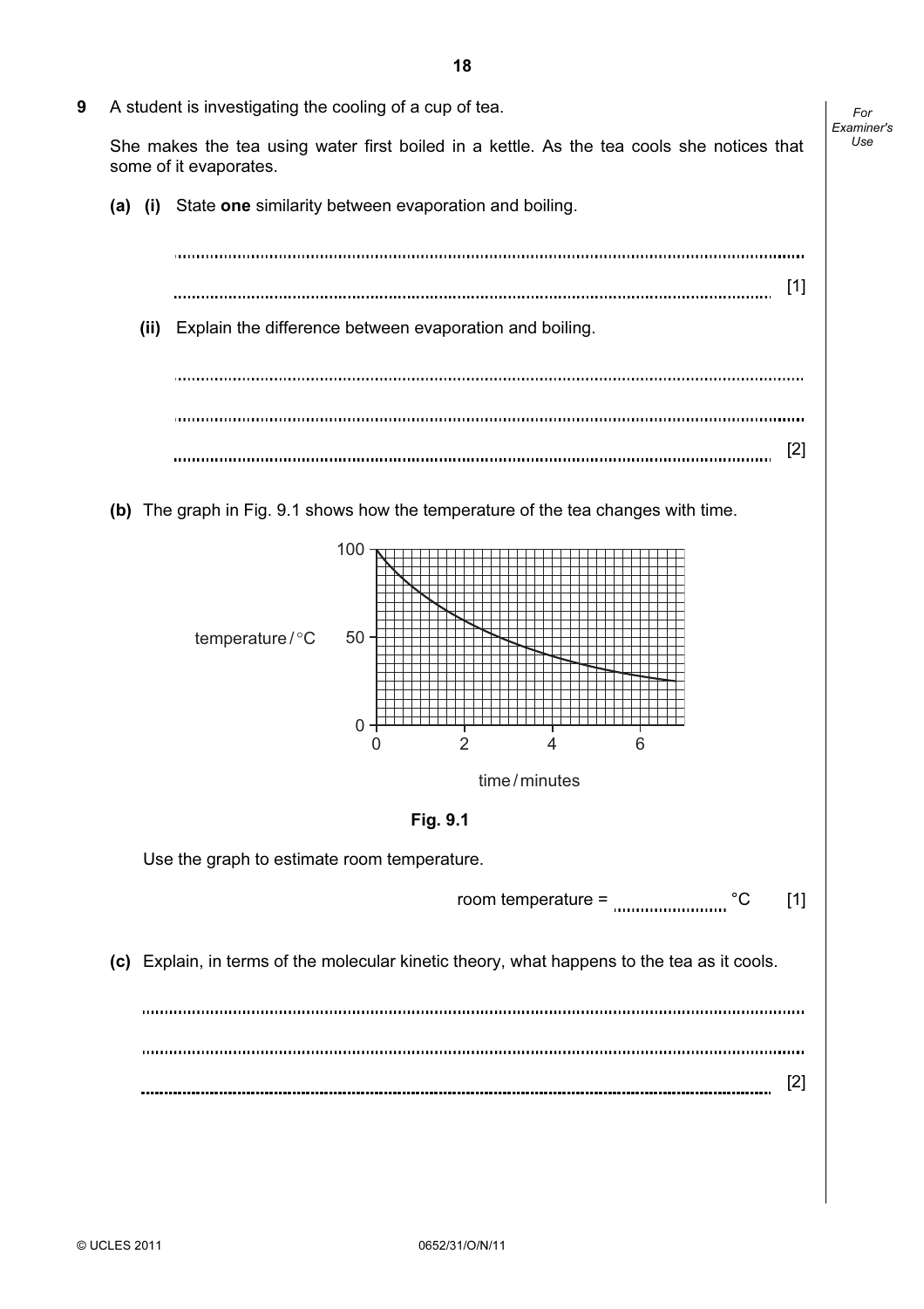**9** A student is investigating the cooling of a cup of tea.

She makes the tea using water first boiled in a kettle. As the tea cools she notices that some of it evaporates.

**(a) (i)** State **one** similarity between evaporation and boiling.

.......................................................................................................................................

....................................................................................................................................... [1]

**(ii)** Explain the difference between evaporation and boiling.

.......................................................................................................................................

.......................................................................................................................................

....................................................................................................................................... [2]

**(b)** The graph in Fig. 9.1 shows how the temperature of the tea changes with time.

**Fig. 9.1**

Use the graph to estimate room temperature.

room temperature = ........................ °C [1]

**(c)** Explain, in terms of the molecular kinetic theory, what happens to the tea as it cools.

.......................................................................................................................................

.......................................................................................................................................

....................................................................................................................................... [2]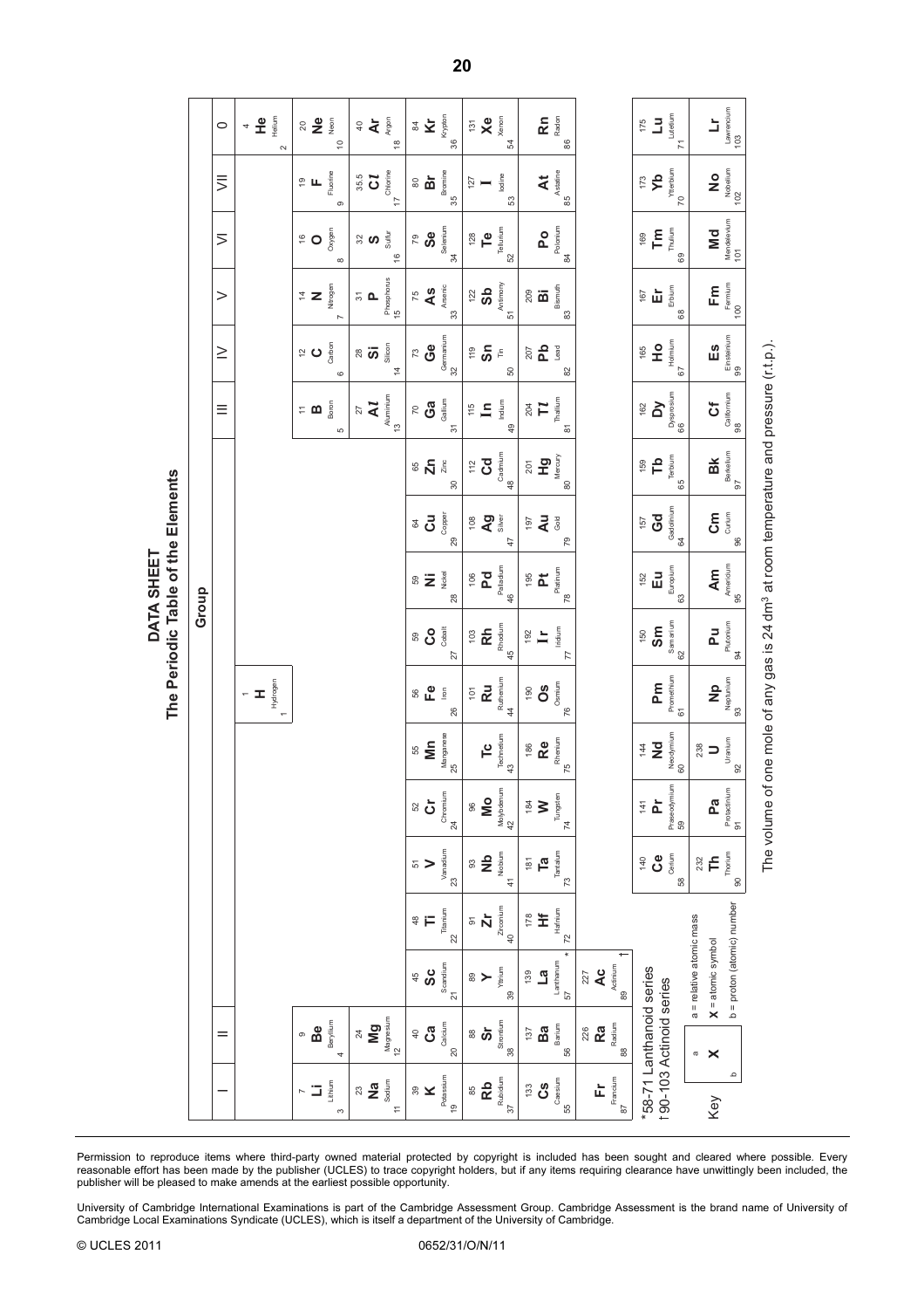# DATA SHEET

## The Periodic Table of the Elements

| I | II | | | | | | | | | | | III | IV | V | VI | VII | 0 |
|---|---|---|---|---|---|---|---|---|---|---|---|---|---|---|---|---|---|
| | | | | | | | | Group | | | | | | | | | |
| | | | | | | | 1 H Hydrogen 1 | | | | | | | | | | 4 He Helium 2 |
| 7 Li Lithium 3 | 9 Be Beryllium 4 | | | | | | | | | | | 11 B Boron 5 | 12 C Carbon 6 | 14 N Nitrogen 7 | 16 O Oxygen 8 | 19 F Fluorine 9 | 20 Ne Neon 10 |
| 23 Na Sodium 11 | 24 Mg Magnesium 12 | | | | | | | | | | | 27 Al Aluminium 13 | 28 Si Silicon 14 | 31 P Phosphorus 15 | 32 S Sulfur 16 | 35.5 Cl Chlorine 17 | 40 Ar Argon 18 |
| 39 K Potassium 19 | 40 Ca Calcium 20 | 45 Sc Scandium 21 | 48 Ti Titanium 22 | 51 V Vanadium 23 | 52 Cr Chromium 24 | 55 Mn Manganese 25 | 56 Fe Iron 26 | 59 Co Cobalt 27 | 59 Ni Nickel 28 | 64 Cu Copper 29 | 65 Zn Zinc 30 | 70 Ga Gallium 31 | 73 Ge Germanium 32 | 75 As Arsenic 33 | 79 Se Selenium 34 | 80 Br Bromine 35 | 84 Kr Krypton 36 |
| 85 Rb Rubidium 37 | 88 Sr Strontium 38 | 89 Y Yttrium 39 | 91 Zr Zirconium 40 | 93 Nb Niobium 41 | 96 Mo Molybdenum 42 | Tc Technetium 43 | 101 Ru Ruthenium 44 | 103 Rh Rhodium 45 | 106 Pd Palladium 46 | 108 Ag Silver 47 | 112 Cd Cadmium 48 | 115 In Indium 49 | 119 Sn Tin 50 | 122 Sb Antimony 51 | 128 Te Tellurium 52 | 127 I Iodine 53 | 131 Xe Xenon 54 |
| 133 Cs Caesium 55 | 137 Ba Barium 56 | 139 La Lanthanum 57 * | 178 Hf Hafnium 72 | 181 Ta Tantalum 73 | 184 W Tungsten 74 | 186 Re Rhenium 75 | 190 Os Osmium 76 | 192 Ir Iridium 77 | 195 Pt Platinum 78 | 197 Au Gold 79 | 201 Hg Mercury 80 | 204 Tl Thallium 81 | 207 Pb Lead 82 | 209 Bi Bismuth 83 | Po Polonium 84 | At Astatine 85 | Rn Radon 86 |
| Fr Francium 87 | 226 Ra Radium 88 | 227 Ac Actinium 89 † | | | | | | | | | | | | | | | |

| | | | | | | | | | | | | | | |
|---|---|---|---|---|---|---|---|---|---|---|---|---|---|---|
| *58-71 Lanthanoid series | 140 Ce Cerium 58 | 141 Pr Praseodymium 59 | 144 Nd Neodymium 60 | Pm Promethium 61 | 150 Sm Samarium 62 | 152 Eu Europium 63 | 157 Gd Gadolinium 64 | 159 Tb Terbium 65 | 162 Dy Dysprosium 66 | 165 Ho Holmium 67 | 167 Er Erbium 68 | 169 Tm Thulium 69 | 173 Yb Ytterbium 70 | 175 Lu Lutetium 71 |
| †90-103 Actinoid series | 232 Th Thorium 90 | Pa Protactinium 91 | 238 U Uranium 92 | Np Neptunium 93 | Pu Plutonium 94 | Am Americium 95 | Cm Curium 96 | Bk Berkelium 97 | Cf Californium 98 | Es Einsteinium 99 | Fm Fermium 100 | Md Mendelevium 101 | No Nobelium 102 | Lr Lawrencium 103 |

Key

a = relative atomic mass
X = atomic symbol
b = proton (atomic) number

The volume of one mole of any gas is 24 $dm^3$ at room temperature and pressure (r.t.p.).

Permission to reproduce items where third-party owned material protected by copyright is included has been sought and cleared where possible. Every reasonable effort has been made by the publisher (UCLES) to trace copyright holders, but if any items requiring clearance have unwittingly been included, the publisher will be pleased to make amends at the earliest possible opportunity.

University of Cambridge International Examinations is part of the Cambridge Assessment Group. Cambridge Assessment is the brand name of University of Cambridge Local Examinations Syndicate (UCLES), which is itself a department of the University of Cambridge.